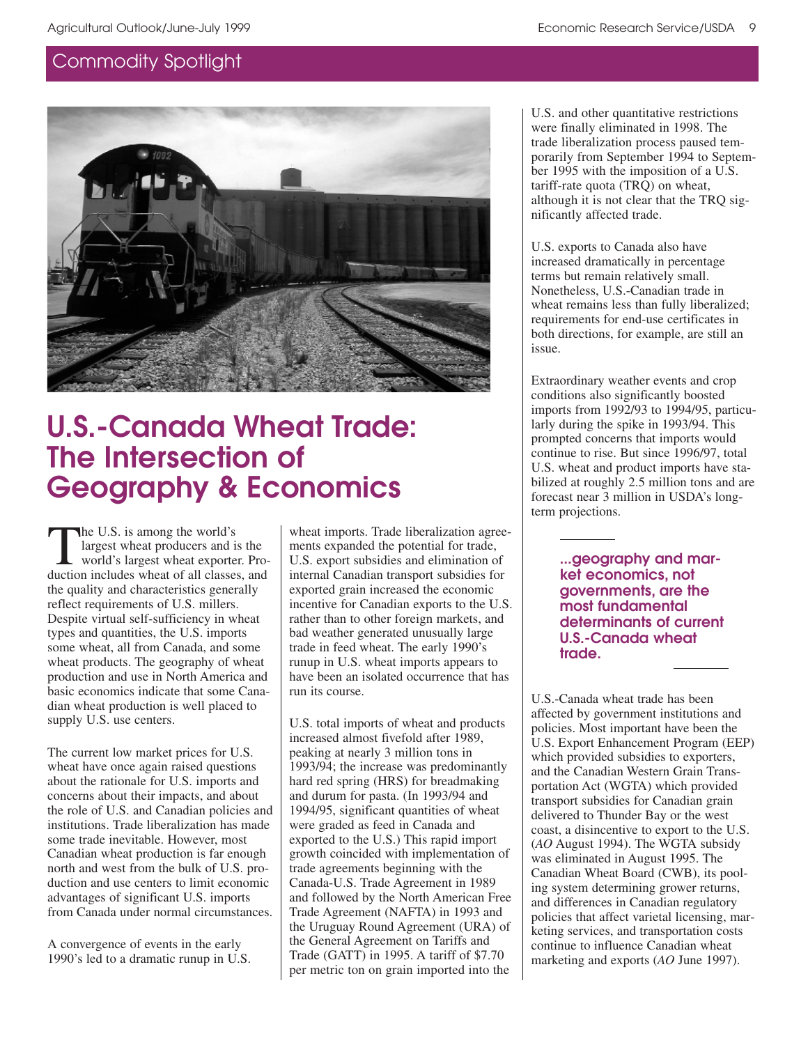Commodity Spotlight

# U.S.-Canada Wheat Trade: The Intersection of Geography & Economics

The U.S. is among the world's largest wheat producers and is the world's largest wheat exporter. Production includes wheat of all classes, and the quality and characteristics generally reflect requirements of U.S. millers. Despite virtual self-sufficiency in wheat types and quantities, the U.S. imports some wheat, all from Canada, and some wheat products. The geography of wheat production and use in North America and basic economics indicate that some Canadian wheat production is well placed to supply U.S. use centers.

The current low market prices for U.S. wheat have once again raised questions about the rationale for U.S. imports and concerns about their impacts, and about the role of U.S. and Canadian policies and institutions. Trade liberalization has made some trade inevitable. However, most Canadian wheat production is far enough north and west from the bulk of U.S. production and use centers to limit economic advantages of significant U.S. imports from Canada under normal circumstances.

A convergence of events in the early 1990's led to a dramatic runup in U.S. wheat imports. Trade liberalization agreements expanded the potential for trade, U.S. export subsidies and elimination of internal Canadian transport subsidies for exported grain increased the economic incentive for Canadian exports to the U.S. rather than to other foreign markets, and bad weather generated unusually large trade in feed wheat. The early 1990's runup in U.S. wheat imports appears to have been an isolated occurrence that has run its course.

U.S. total imports of wheat and products increased almost fivefold after 1989, peaking at nearly 3 million tons in 1993/94; the increase was predominantly hard red spring (HRS) for breadmaking and durum for pasta. (In 1993/94 and 1994/95, significant quantities of wheat were graded as feed in Canada and exported to the U.S.) This rapid import growth coincided with implementation of trade agreements beginning with the Canada-U.S. Trade Agreement in 1989 and followed by the North American Free Trade Agreement (NAFTA) in 1993 and the Uruguay Round Agreement (URA) of the General Agreement on Tariffs and Trade (GATT) in 1995. A tariff of $7.70 per metric ton on grain imported into the U.S. and other quantitative restrictions were finally eliminated in 1998. The trade liberalization process paused temporarily from September 1994 to September 1995 with the imposition of a U.S. tariff-rate quota (TRQ) on wheat, although it is not clear that the TRQ significantly affected trade.

U.S. exports to Canada also have increased dramatically in percentage terms but remain relatively small. Nonetheless, U.S.-Canadian trade in wheat remains less than fully liberalized; requirements for end-use certificates in both directions, for example, are still an issue.

Extraordinary weather events and crop conditions also significantly boosted imports from 1992/93 to 1994/95, particularly during the spike in 1993/94. This prompted concerns that imports would continue to rise. But since 1996/97, total U.S. wheat and product imports have stabilized at roughly 2.5 million tons and are forecast near 3 million in USDA's long-term projections.

> **...geography and market economics, not governments, are the most fundamental determinants of current U.S.-Canada wheat trade.**

U.S.-Canada wheat trade has been affected by government institutions and policies. Most important have been the U.S. Export Enhancement Program (EEP) which provided subsidies to exporters, and the Canadian Western Grain Transportation Act (WGTA) which provided transport subsidies for Canadian grain delivered to Thunder Bay or the west coast, a disincentive to export to the U.S. (*AO* August 1994). The WGTA subsidy was eliminated in August 1995. The Canadian Wheat Board (CWB), its pooling system determining grower returns, and differences in Canadian regulatory policies that affect varietal licensing, marketing services, and transportation costs continue to influence Canadian wheat marketing and exports (*AO* June 1997).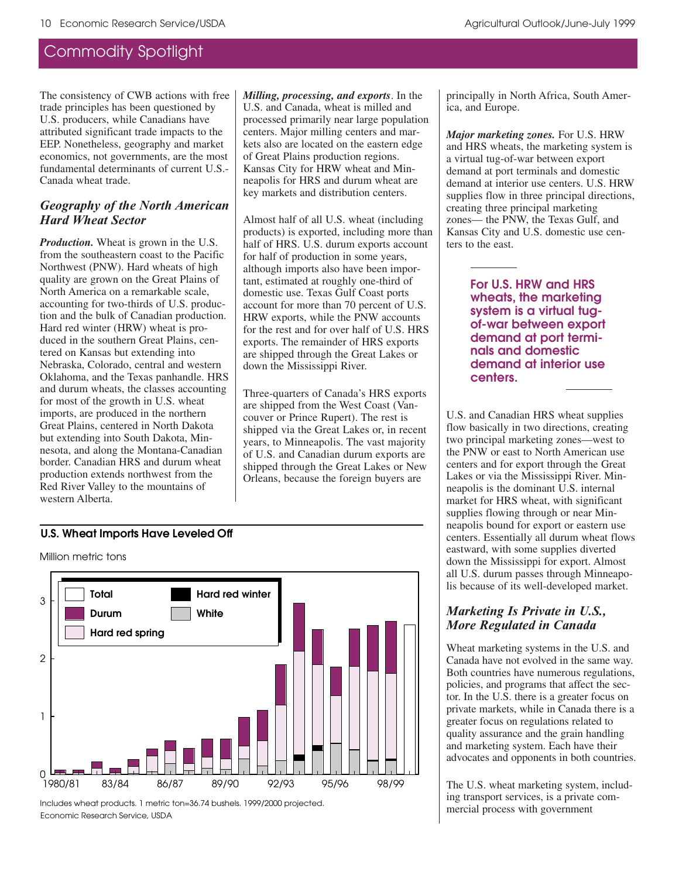## Commodity Spotlight

The consistency of CWB actions with free trade principles has been questioned by U.S. producers, while Canadians have attributed significant trade impacts to the EEP. Nonetheless, geography and market economics, not governments, are the most fundamental determinants of current U.S.-Canada wheat trade.

### *Geography of the North American Hard Wheat Sector*

***Production.*** Wheat is grown in the U.S. from the southeastern coast to the Pacific Northwest (PNW). Hard wheats of high quality are grown on the Great Plains of North America on a remarkable scale, accounting for two-thirds of U.S. production and the bulk of Canadian production. Hard red winter (HRW) wheat is produced in the southern Great Plains, centered on Kansas but extending into Nebraska, Colorado, central and western Oklahoma, and the Texas panhandle. HRS and durum wheats, the classes accounting for most of the growth in U.S. wheat imports, are produced in the northern Great Plains, centered in North Dakota but extending into South Dakota, Minnesota, and along the Montana-Canadian border. Canadian HRS and durum wheat production extends northwest from the Red River Valley to the mountains of western Alberta.

***Milling, processing, and exports***. In the U.S. and Canada, wheat is milled and processed primarily near large population centers. Major milling centers and markets also are located on the eastern edge of Great Plains production regions. Kansas City for HRW wheat and Minneapolis for HRS and durum wheat are key markets and distribution centers.

Almost half of all U.S. wheat (including products) is exported, including more than half of HRS. U.S. durum exports account for half of production in some years, although imports also have been important, estimated at roughly one-third of domestic use. Texas Gulf Coast ports account for more than 70 percent of U.S. HRW exports, while the PNW accounts for the rest and for over half of U.S. HRS exports. The remainder of HRS exports are shipped through the Great Lakes or down the Mississippi River.

Three-quarters of Canada's HRS exports are shipped from the West Coast (Vancouver or Prince Rupert). The rest is shipped via the Great Lakes or, in recent years, to Minneapolis. The vast majority of U.S. and Canadian durum exports are shipped through the Great Lakes or New Orleans, because the foreign buyers are principally in North Africa, South America, and Europe.

**U.S. Wheat Imports Have Leveled Off**

Million metric tons

Includes wheat products. 1 metric ton=36.74 bushels. 1999/2000 projected.
Economic Research Service, USDA

***Major marketing zones.*** For U.S. HRW and HRS wheats, the marketing system is a virtual tug-of-war between export demand at port terminals and domestic demand at interior use centers. U.S. HRW supplies flow in three principal directions, creating three principal marketing zones— the PNW, the Texas Gulf, and Kansas City and U.S. domestic use centers to the east.

**For U.S. HRW and HRS wheats, the marketing system is a virtual tug-of-war between export demand at port terminals and domestic demand at interior use centers.**

U.S. and Canadian HRS wheat supplies flow basically in two directions, creating two principal marketing zones—west to the PNW or east to North American use centers and for export through the Great Lakes or via the Mississippi River. Minneapolis is the dominant U.S. internal market for HRS wheat, with significant supplies flowing through or near Minneapolis bound for export or eastern use centers. Essentially all durum wheat flows eastward, with some supplies diverted down the Mississippi for export. Almost all U.S. durum passes through Minneapolis because of its well-developed market.

### *Marketing Is Private in U.S., More Regulated in Canada*

Wheat marketing systems in the U.S. and Canada have not evolved in the same way. Both countries have numerous regulations, policies, and programs that affect the sector. In the U.S. there is a greater focus on private markets, while in Canada there is a greater focus on regulations related to quality assurance and the grain handling and marketing system. Each have their advocates and opponents in both countries.

The U.S. wheat marketing system, including transport services, is a private commercial process with government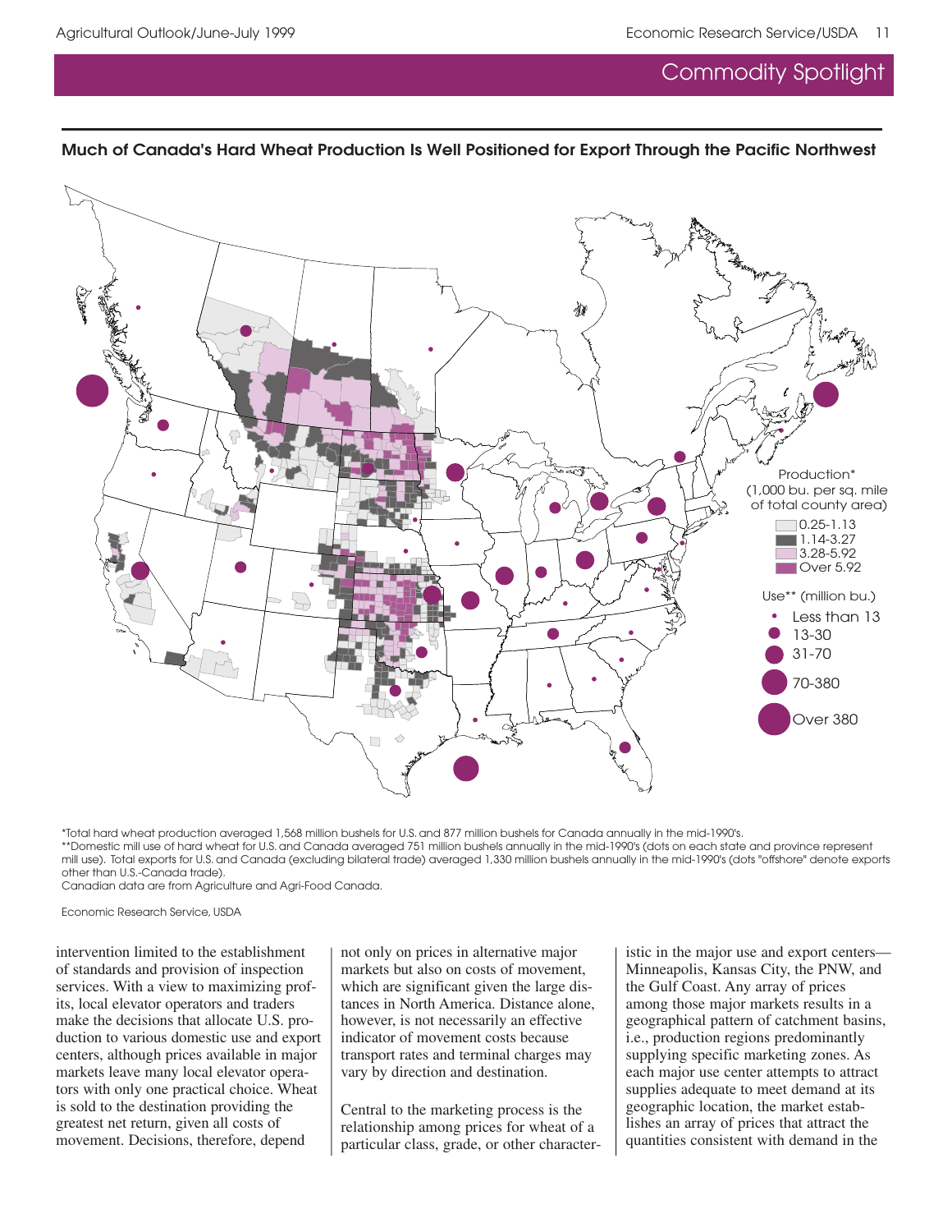## Commodity Spotlight

### Much of Canada's Hard Wheat Production Is Well Positioned for Export Through the Pacific Northwest

Production* (1,000 bu. per sq. mile of total county area)
- 0.25-1.13
- 1.14-3.27
- 3.28-5.92
- Over 5.92

Use** (million bu.)
- Less than 13
- 13-30
- 31-70
- 70-380
- Over 380

*Total hard wheat production averaged 1,568 million bushels for U.S. and 877 million bushels for Canada annually in the mid-1990's.
**Domestic mill use of hard wheat for U.S. and Canada averaged 751 million bushels annually in the mid-1990's (dots on each state and province represent mill use). Total exports for U.S. and Canada (excluding bilateral trade) averaged 1,330 million bushels annually in the mid-1990's (dots "offshore" denote exports other than U.S.-Canada trade).
Canadian data are from Agriculture and Agri-Food Canada.

Economic Research Service, USDA

intervention limited to the establishment of standards and provision of inspection services. With a view to maximizing profits, local elevator operators and traders make the decisions that allocate U.S. production to various domestic use and export centers, although prices available in major markets leave many local elevator operators with only one practical choice. Wheat is sold to the destination providing the greatest net return, given all costs of movement. Decisions, therefore, depend not only on prices in alternative major markets but also on costs of movement, which are significant given the large distances in North America. Distance alone, however, is not necessarily an effective indicator of movement costs because transport rates and terminal charges may vary by direction and destination.

Central to the marketing process is the relationship among prices for wheat of a particular class, grade, or other characteristic in the major use and export centers—Minneapolis, Kansas City, the PNW, and the Gulf Coast. Any array of prices among those major markets results in a geographical pattern of catchment basins, i.e., production regions predominantly supplying specific marketing zones. As each major use center attempts to attract supplies adequate to meet demand at its geographic location, the market establishes an array of prices that attract the quantities consistent with demand in the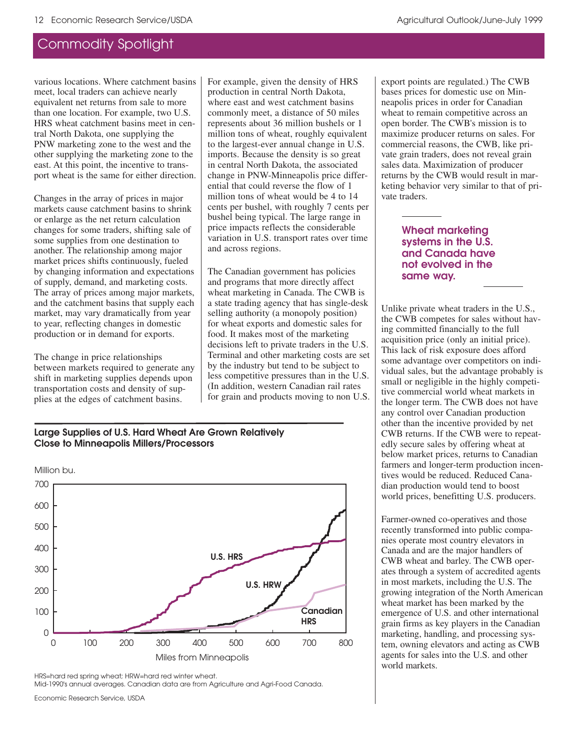## Commodity Spotlight

various locations. Where catchment basins meet, local traders can achieve nearly equivalent net returns from sale to more than one location. For example, two U.S. HRS wheat catchment basins meet in central North Dakota, one supplying the PNW marketing zone to the west and the other supplying the marketing zone to the east. At this point, the incentive to transport wheat is the same for either direction.

Changes in the array of prices in major markets cause catchment basins to shrink or enlarge as the net return calculation changes for some traders, shifting sale of some supplies from one destination to another. The relationship among major market prices shifts continuously, fueled by changing information and expectations of supply, demand, and marketing costs. The array of prices among major markets, and the catchment basins that supply each market, may vary dramatically from year to year, reflecting changes in domestic production or in demand for exports.

The change in price relationships between markets required to generate any shift in marketing supplies depends upon transportation costs and density of supplies at the edges of catchment basins.

For example, given the density of HRS production in central North Dakota, where east and west catchment basins commonly meet, a distance of 50 miles represents about 36 million bushels or 1 million tons of wheat, roughly equivalent to the largest-ever annual change in U.S. imports. Because the density is so great in central North Dakota, the associated change in PNW-Minneapolis price differential that could reverse the flow of 1 million tons of wheat would be 4 to 14 cents per bushel, with roughly 7 cents per bushel being typical. The large range in price impacts reflects the considerable variation in U.S. transport rates over time and across regions.

The Canadian government has policies and programs that more directly affect wheat marketing in Canada. The CWB is a state trading agency that has single-desk selling authority (a monopoly position) for wheat exports and domestic sales for food. It makes most of the marketing decisions left to private traders in the U.S. Terminal and other marketing costs are set by the industry but tend to be subject to less competitive pressures than in the U.S. (In addition, western Canadian rail rates for grain and products moving to non U.S. export points are regulated.) The CWB bases prices for domestic use on Minneapolis prices in order for Canadian wheat to remain competitive across an open border. The CWB's mission is to maximize producer returns on sales. For commercial reasons, the CWB, like private grain traders, does not reveal grain sales data. Maximization of producer returns by the CWB would result in marketing behavior very similar to that of private traders.

**Wheat marketing systems in the U.S. and Canada have not evolved in the same way.**

Unlike private wheat traders in the U.S., the CWB competes for sales without having committed financially to the full acquisition price (only an initial price). This lack of risk exposure does afford some advantage over competitors on individual sales, but the advantage probably is small or negligible in the highly competitive commercial world wheat markets in the longer term. The CWB does not have any control over Canadian production other than the incentive provided by net CWB returns. If the CWB were to repeatedly secure sales by offering wheat at below market prices, returns to Canadian farmers and longer-term production incentives would be reduced. Reduced Canadian production would tend to boost world prices, benefitting U.S. producers.

Farmer-owned co-operatives and those recently transformed into public companies operate most country elevators in Canada and are the major handlers of CWB wheat and barley. The CWB operates through a system of accredited agents in most markets, including the U.S. The growing integration of the North American wheat market has been marked by the emergence of U.S. and other international grain firms as key players in the Canadian marketing, handling, and processing system, owning elevators and acting as CWB agents for sales into the U.S. and other world markets.

**Large Supplies of U.S. Hard Wheat Are Grown Relatively Close to Minneapolis Millers/Processors**

Million bu.

(Chart: U.S. HRS, U.S. HRW, and Canadian HRS cumulative supplies, 0–700 million bu., by miles from Minneapolis, 0–800)

HRS=hard red spring wheat; HRW=hard red winter wheat.
Mid-1990's annual averages. Canadian data are from Agriculture and Agri-Food Canada.

Economic Research Service, USDA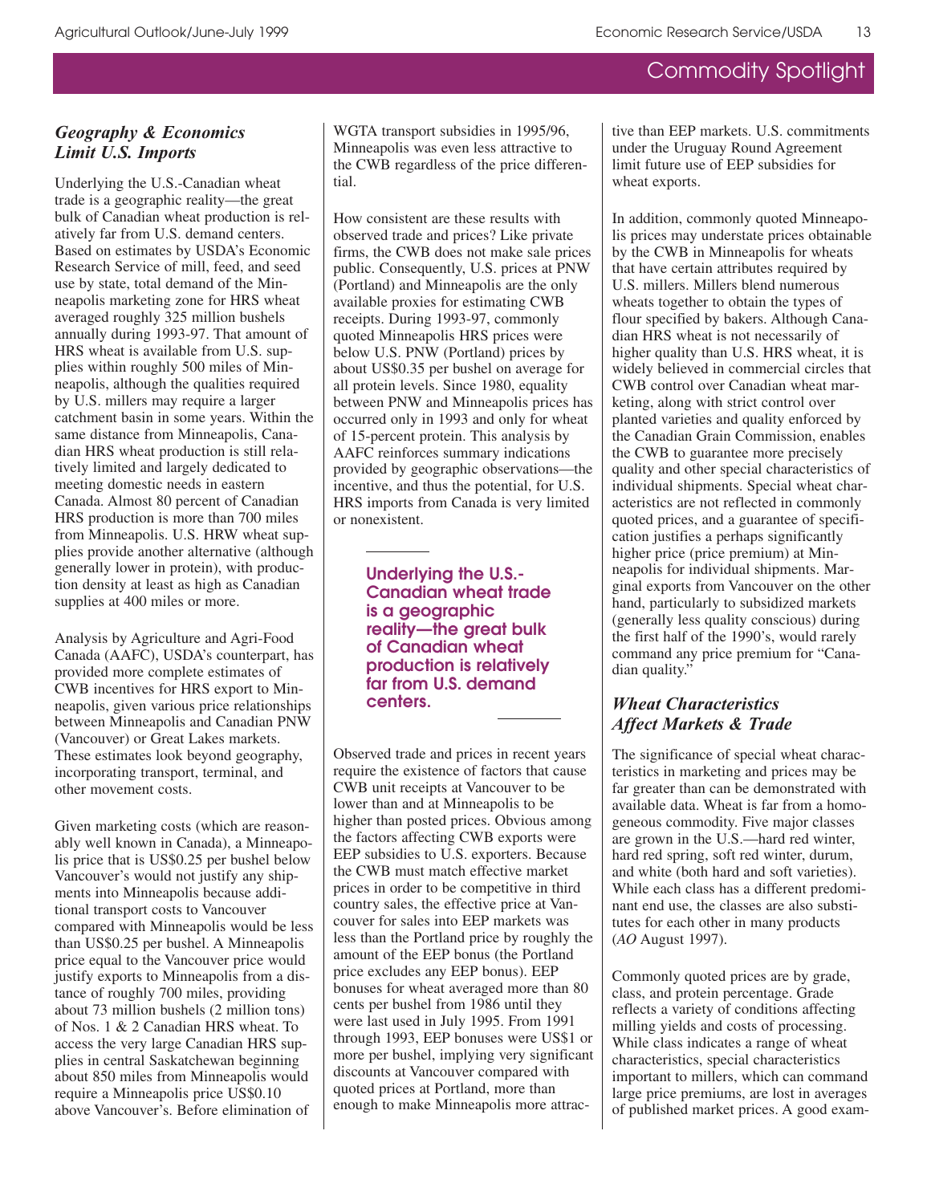## *Geography & Economics Limit U.S. Imports*

Underlying the U.S.-Canadian wheat trade is a geographic reality—the great bulk of Canadian wheat production is relatively far from U.S. demand centers. Based on estimates by USDA's Economic Research Service of mill, feed, and seed use by state, total demand of the Minneapolis marketing zone for HRS wheat averaged roughly 325 million bushels annually during 1993-97. That amount of HRS wheat is available from U.S. supplies within roughly 500 miles of Minneapolis, although the qualities required by U.S. millers may require a larger catchment basin in some years. Within the same distance from Minneapolis, Canadian HRS wheat production is still relatively limited and largely dedicated to meeting domestic needs in eastern Canada. Almost 80 percent of Canadian HRS production is more than 700 miles from Minneapolis. U.S. HRW wheat supplies provide another alternative (although generally lower in protein), with production density at least as high as Canadian supplies at 400 miles or more.

Analysis by Agriculture and Agri-Food Canada (AAFC), USDA's counterpart, has provided more complete estimates of CWB incentives for HRS export to Minneapolis, given various price relationships between Minneapolis and Canadian PNW (Vancouver) or Great Lakes markets. These estimates look beyond geography, incorporating transport, terminal, and other movement costs.

Given marketing costs (which are reasonably well known in Canada), a Minneapolis price that is US$0.25 per bushel below Vancouver's would not justify any shipments into Minneapolis because additional transport costs to Vancouver compared with Minneapolis would be less than US$0.25 per bushel. A Minneapolis price equal to the Vancouver price would justify exports to Minneapolis from a distance of roughly 700 miles, providing about 73 million bushels (2 million tons) of Nos. 1 & 2 Canadian HRS wheat. To access the very large Canadian HRS supplies in central Saskatchewan beginning about 850 miles from Minneapolis would require a Minneapolis price US$0.10 above Vancouver's. Before elimination of WGTA transport subsidies in 1995/96, Minneapolis was even less attractive to the CWB regardless of the price differential.

How consistent are these results with observed trade and prices? Like private firms, the CWB does not make sale prices public. Consequently, U.S. prices at PNW (Portland) and Minneapolis are the only available proxies for estimating CWB receipts. During 1993-97, commonly quoted Minneapolis HRS prices were below U.S. PNW (Portland) prices by about US$0.35 per bushel on average for all protein levels. Since 1980, equality between PNW and Minneapolis prices has occurred only in 1993 and only for wheat of 15-percent protein. This analysis by AAFC reinforces summary indications provided by geographic observations—the incentive, and thus the potential, for U.S. HRS imports from Canada is very limited or nonexistent.

**Underlying the U.S.-Canadian wheat trade is a geographic reality—the great bulk of Canadian wheat production is relatively far from U.S. demand centers.**

Observed trade and prices in recent years require the existence of factors that cause CWB unit receipts at Vancouver to be lower than and at Minneapolis to be higher than posted prices. Obvious among the factors affecting CWB exports were EEP subsidies to U.S. exporters. Because the CWB must match effective market prices in order to be competitive in third country sales, the effective price at Vancouver for sales into EEP markets was less than the Portland price by roughly the amount of the EEP bonus (the Portland price excludes any EEP bonus). EEP bonuses for wheat averaged more than 80 cents per bushel from 1986 until they were last used in July 1995. From 1991 through 1993, EEP bonuses were US$1 or more per bushel, implying very significant discounts at Vancouver compared with quoted prices at Portland, more than enough to make Minneapolis more attractive than EEP markets. U.S. commitments under the Uruguay Round Agreement limit future use of EEP subsidies for wheat exports.

In addition, commonly quoted Minneapolis prices may understate prices obtainable by the CWB in Minneapolis for wheats that have certain attributes required by U.S. millers. Millers blend numerous wheats together to obtain the types of flour specified by bakers. Although Canadian HRS wheat is not necessarily of higher quality than U.S. HRS wheat, it is widely believed in commercial circles that CWB control over Canadian wheat marketing, along with strict control over planted varieties and quality enforced by the Canadian Grain Commission, enables the CWB to guarantee more precisely quality and other special characteristics of individual shipments. Special wheat characteristics are not reflected in commonly quoted prices, and a guarantee of specification justifies a perhaps significantly higher price (price premium) at Minneapolis for individual shipments. Marginal exports from Vancouver on the other hand, particularly to subsidized markets (generally less quality conscious) during the first half of the 1990's, would rarely command any price premium for "Canadian quality."

## *Wheat Characteristics Affect Markets & Trade*

The significance of special wheat characteristics in marketing and prices may be far greater than can be demonstrated with available data. Wheat is far from a homogeneous commodity. Five major classes are grown in the U.S.—hard red winter, hard red spring, soft red winter, durum, and white (both hard and soft varieties). While each class has a different predominant end use, the classes are also substitutes for each other in many products (*AO* August 1997).

Commonly quoted prices are by grade, class, and protein percentage. Grade reflects a variety of conditions affecting milling yields and costs of processing. While class indicates a range of wheat characteristics, special characteristics important to millers, which can command large price premiums, are lost in averages of published market prices. A good exam-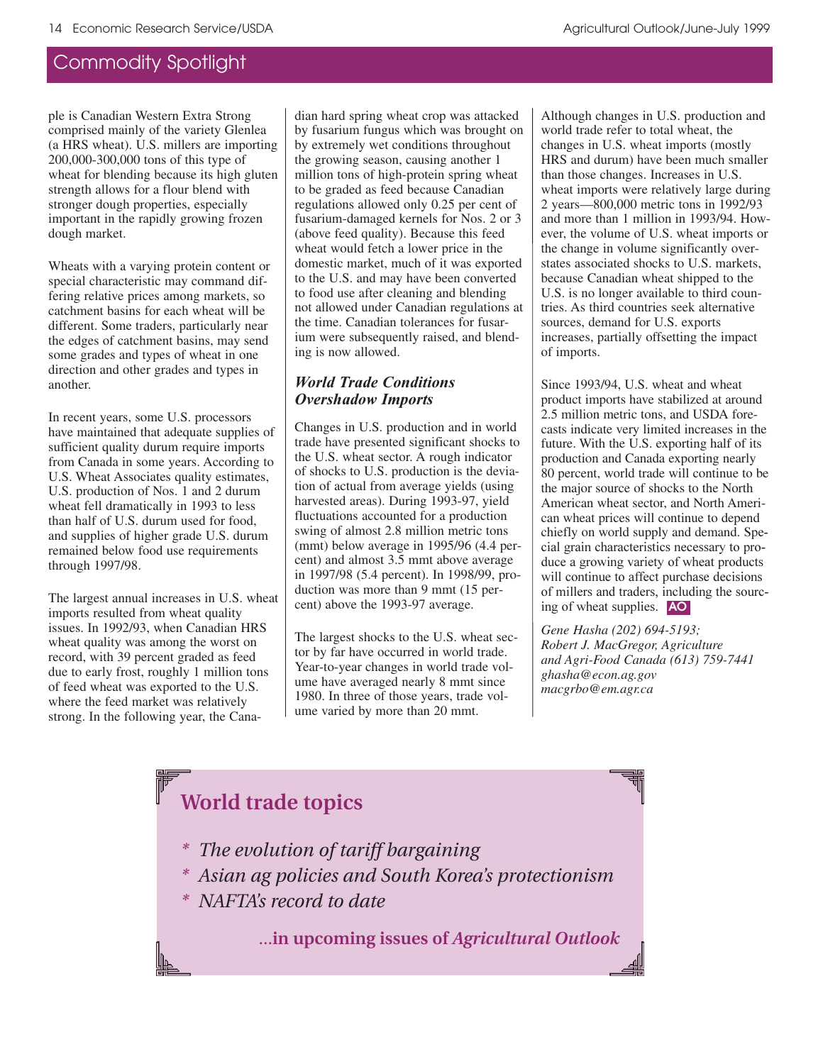ple is Canadian Western Extra Strong comprised mainly of the variety Glenlea (a HRS wheat). U.S. millers are importing 200,000-300,000 tons of this type of wheat for blending because its high gluten strength allows for a flour blend with stronger dough properties, especially important in the rapidly growing frozen dough market.

Wheats with a varying protein content or special characteristic may command differing relative prices among markets, so catchment basins for each wheat will be different. Some traders, particularly near the edges of catchment basins, may send some grades and types of wheat in one direction and other grades and types in another.

In recent years, some U.S. processors have maintained that adequate supplies of sufficient quality durum require imports from Canada in some years. According to U.S. Wheat Associates quality estimates, U.S. production of Nos. 1 and 2 durum wheat fell dramatically in 1993 to less than half of U.S. durum used for food, and supplies of higher grade U.S. durum remained below food use requirements through 1997/98.

The largest annual increases in U.S. wheat imports resulted from wheat quality issues. In 1992/93, when Canadian HRS wheat quality was among the worst on record, with 39 percent graded as feed due to early frost, roughly 1 million tons of feed wheat was exported to the U.S. where the feed market was relatively strong. In the following year, the Canadian hard spring wheat crop was attacked by fusarium fungus which was brought on by extremely wet conditions throughout the growing season, causing another 1 million tons of high-protein spring wheat to be graded as feed because Canadian regulations allowed only 0.25 per cent of fusarium-damaged kernels for Nos. 2 or 3 (above feed quality). Because this feed wheat would fetch a lower price in the domestic market, much of it was exported to the U.S. and may have been converted to food use after cleaning and blending not allowed under Canadian regulations at the time. Canadian tolerances for fusarium were subsequently raised, and blending is now allowed.

### *World Trade Conditions Overshadow Imports*

Changes in U.S. production and in world trade have presented significant shocks to the U.S. wheat sector. A rough indicator of shocks to U.S. production is the deviation of actual from average yields (using harvested areas). During 1993-97, yield fluctuations accounted for a production swing of almost 2.8 million metric tons (mmt) below average in 1995/96 (4.4 percent) and almost 3.5 mmt above average in 1997/98 (5.4 percent). In 1998/99, production was more than 9 mmt (15 percent) above the 1993-97 average.

The largest shocks to the U.S. wheat sector by far have occurred in world trade. Year-to-year changes in world trade volume have averaged nearly 8 mmt since 1980. In three of those years, trade volume varied by more than 20 mmt.

Although changes in U.S. production and world trade refer to total wheat, the changes in U.S. wheat imports (mostly HRS and durum) have been much smaller than those changes. Increases in U.S. wheat imports were relatively large during 2 years—800,000 metric tons in 1992/93 and more than 1 million in 1993/94. However, the volume of U.S. wheat imports or the change in volume significantly overstates associated shocks to U.S. markets, because Canadian wheat shipped to the U.S. is no longer available to third countries. As third countries seek alternative sources, demand for U.S. exports increases, partially offsetting the impact of imports.

Since 1993/94, U.S. wheat and wheat product imports have stabilized at around 2.5 million metric tons, and USDA forecasts indicate very limited increases in the future. With the U.S. exporting half of its production and Canada exporting nearly 80 percent, world trade will continue to be the major source of shocks to the North American wheat sector, and North American wheat prices will continue to depend chiefly on world supply and demand. Special grain characteristics necessary to produce a growing variety of wheat products will continue to affect purchase decisions of millers and traders, including the sourcing of wheat supplies. **AO**

*Gene Hasha (202) 694-5193;*
*Robert J. MacGregor, Agriculture and Agri-Food Canada (613) 759-7441*
*ghasha@econ.ag.gov*
*macgrbo@em.agr.ca*

## World trade topics

- *The evolution of tariff bargaining*
- *Asian ag policies and South Korea's protectionism*
- *NAFTA's record to date*

...**in upcoming issues of *Agricultural Outlook***